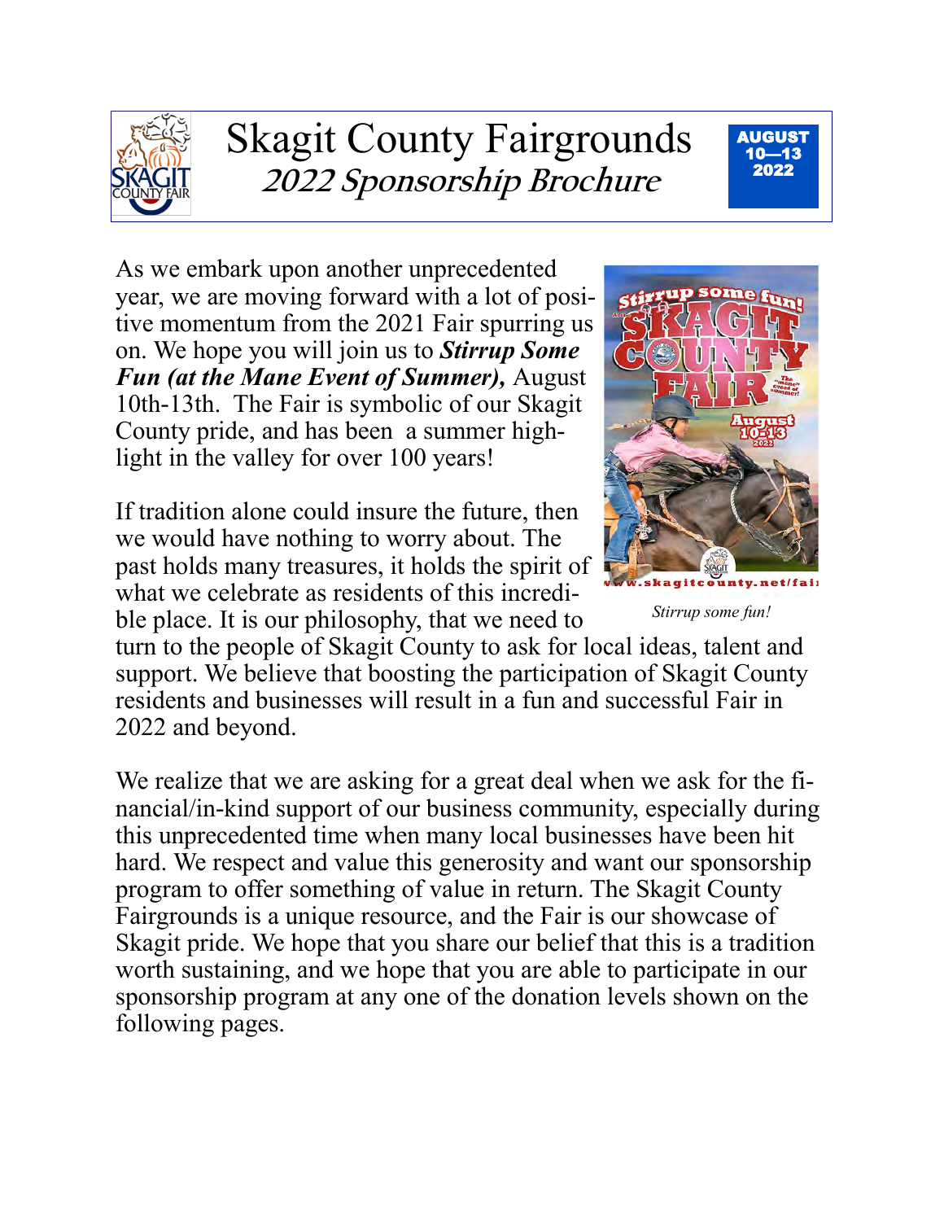# Skagit County Fairgrounds

## *2022 Sponsorship Brochure*

**AUGUST 10—13 2022**

As we embark upon another unprecedented year, we are moving forward with a lot of positive momentum from the 2021 Fair spurring us on. We hope you will join us to ***Stirrup Some Fun (at the Mane Event of Summer),*** August 10th-13th. The Fair is symbolic of our Skagit County pride, and has been a summer highlight in the valley for over 100 years!

*Stirrup some fun!*

If tradition alone could insure the future, then we would have nothing to worry about. The past holds many treasures, it holds the spirit of what we celebrate as residents of this incredible place. It is our philosophy, that we need to turn to the people of Skagit County to ask for local ideas, talent and support. We believe that boosting the participation of Skagit County residents and businesses will result in a fun and successful Fair in 2022 and beyond.

We realize that we are asking for a great deal when we ask for the financial/in-kind support of our business community, especially during this unprecedented time when many local businesses have been hit hard. We respect and value this generosity and want our sponsorship program to offer something of value in return. The Skagit County Fairgrounds is a unique resource, and the Fair is our showcase of Skagit pride. We hope that you share our belief that this is a tradition worth sustaining, and we hope that you are able to participate in our sponsorship program at any one of the donation levels shown on the following pages.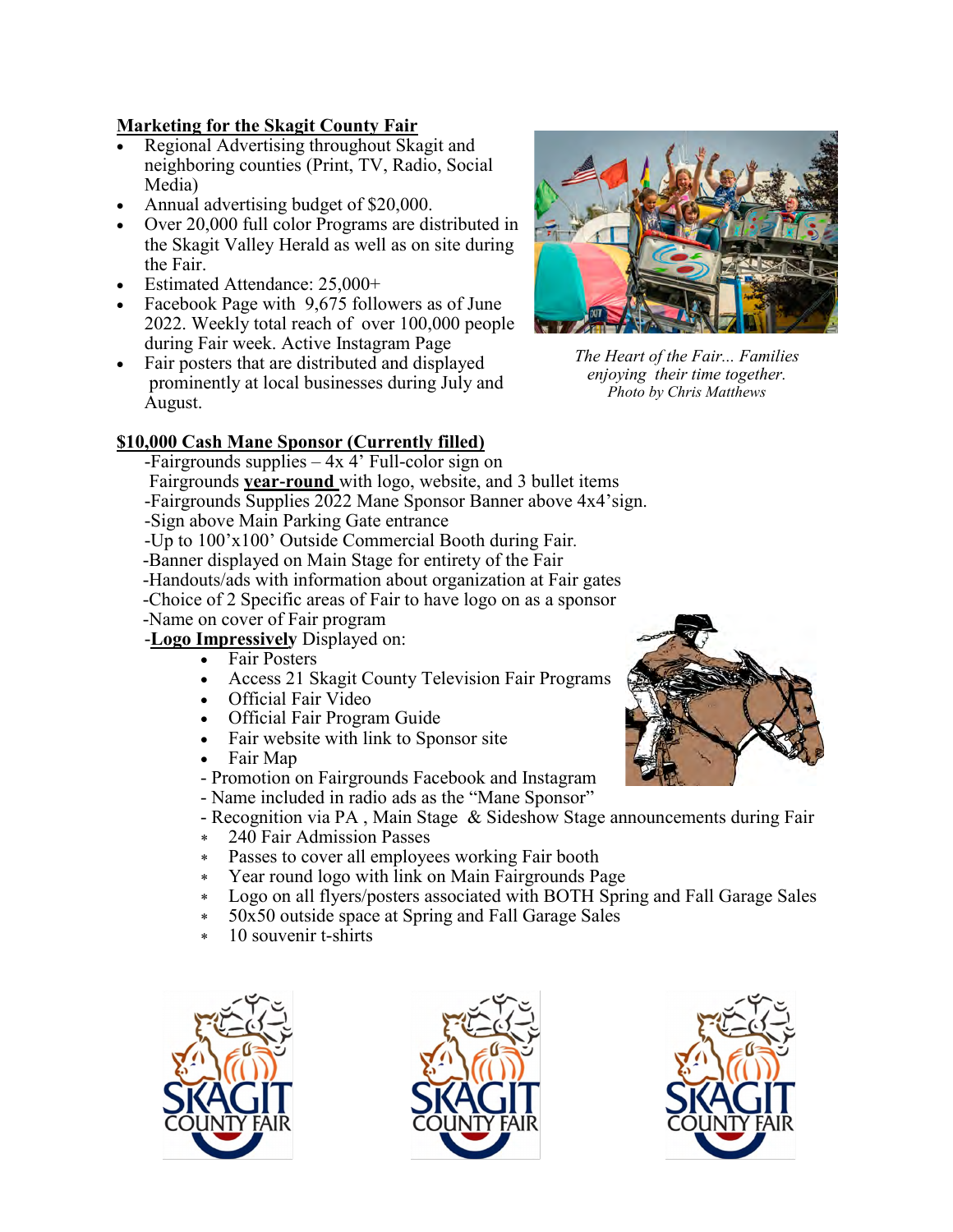## Marketing for the Skagit County Fair

- Regional Advertising throughout Skagit and neighboring counties (Print, TV, Radio, Social Media)
- Annual advertising budget of $20,000.
- Over 20,000 full color Programs are distributed in the Skagit Valley Herald as well as on site during the Fair.
- Estimated Attendance: 25,000+
- Facebook Page with 9,675 followers as of June 2022. Weekly total reach of over 100,000 people during Fair week. Active Instagram Page
- Fair posters that are distributed and displayed prominently at local businesses during July and August.

*The Heart of the Fair... Families enjoying their time together. Photo by Chris Matthews*

## $10,000 Cash Mane Sponsor (Currently filled)

-Fairgrounds supplies – 4x 4' Full-color sign on Fairgrounds **year-round** with logo, website, and 3 bullet items
-Fairgrounds Supplies 2022 Mane Sponsor Banner above 4x4'sign.
-Sign above Main Parking Gate entrance
-Up to 100'x100' Outside Commercial Booth during Fair.
-Banner displayed on Main Stage for entirety of the Fair
-Handouts/ads with information about organization at Fair gates
-Choice of 2 Specific areas of Fair to have logo on as a sponsor
-Name on cover of Fair program
-**Logo Impressively** Displayed on:

- Fair Posters
- Access 21 Skagit County Television Fair Programs
- Official Fair Video
- Official Fair Program Guide
- Fair website with link to Sponsor site
- Fair Map

- Promotion on Fairgrounds Facebook and Instagram
- Name included in radio ads as the "Mane Sponsor"
- Recognition via PA , Main Stage & Sideshow Stage announcements during Fair

* 240 Fair Admission Passes
* Passes to cover all employees working Fair booth
* Year round logo with link on Main Fairgrounds Page
* Logo on all flyers/posters associated with BOTH Spring and Fall Garage Sales
* 50x50 outside space at Spring and Fall Garage Sales
* 10 souvenir t-shirts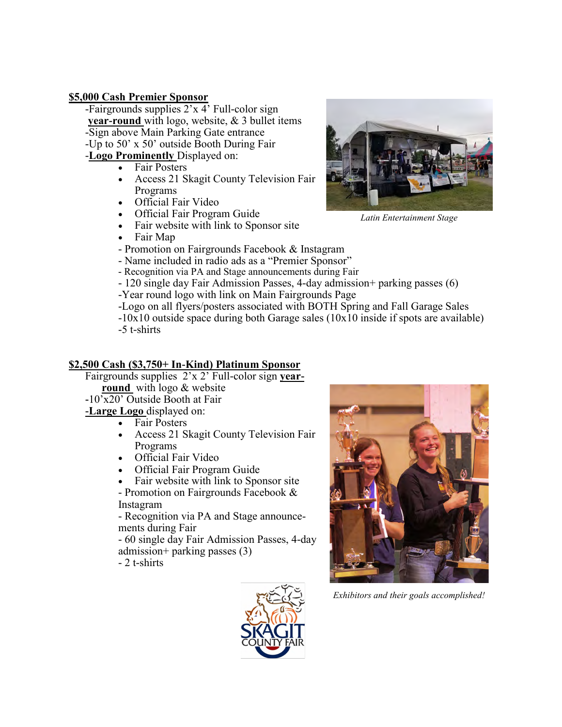**$5,000 Cash Premier Sponsor**

-Fairgrounds supplies 2'x 4' Full-color sign **year-round** with logo, website, & 3 bullet items
-Sign above Main Parking Gate entrance
-Up to 50' x 50' outside Booth During Fair
-**Logo Prominently** Displayed on:

- Fair Posters
- Access 21 Skagit County Television Fair Programs
- Official Fair Video
- Official Fair Program Guide
- Fair website with link to Sponsor site
- Fair Map

- Promotion on Fairgrounds Facebook & Instagram
- Name included in radio ads as a "Premier Sponsor"
- Recognition via PA and Stage announcements during Fair
- 120 single day Fair Admission Passes, 4-day admission+ parking passes (6)
-Year round logo with link on Main Fairgrounds Page
-Logo on all flyers/posters associated with BOTH Spring and Fall Garage Sales
-10x10 outside space during both Garage sales (10x10 inside if spots are available)
-5 t-shirts

*Latin Entertainment Stage*

**$2,500 Cash ($3,750+ In-Kind) Platinum Sponsor**

Fairgrounds supplies 2'x 2' Full-color sign **year-round** with logo & website
-10'x20' Outside Booth at Fair
-**Large Logo** displayed on:

- Fair Posters
- Access 21 Skagit County Television Fair Programs
- Official Fair Video
- Official Fair Program Guide
- Fair website with link to Sponsor site

- Promotion on Fairgrounds Facebook & Instagram
- Recognition via PA and Stage announcements during Fair
- 60 single day Fair Admission Passes, 4-day admission+ parking passes (3)
- 2 t-shirts

*Exhibitors and their goals accomplished!*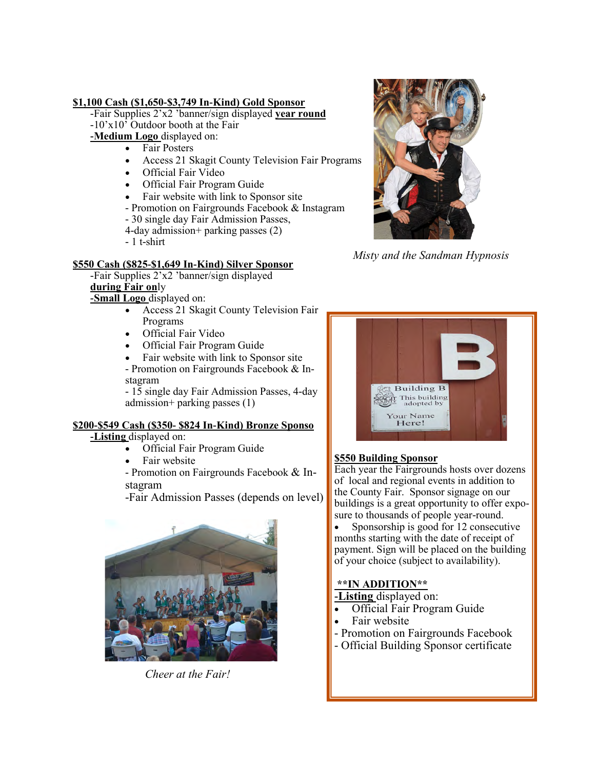**$1,100 Cash ($1,650-$3,749 In-Kind) Gold Sponsor**

-Fair Supplies 2'x2 'banner/sign displayed **year round**

-10'x10' Outdoor booth at the Fair

**-Medium Logo** displayed on:

- Fair Posters
- Access 21 Skagit County Television Fair Programs
- Official Fair Video
- Official Fair Program Guide
- Fair website with link to Sponsor site

- Promotion on Fairgrounds Facebook & Instagram

- 30 single day Fair Admission Passes, 4-day admission+ parking passes (2)

- 1 t-shirt

*Misty and the Sandman Hypnosis*

**$550 Cash ($825-$1,649 In-Kind) Silver Sponsor**

-Fair Supplies 2'x2 'banner/sign displayed **during Fair on**ly

**-Small Logo** displayed on:

- Access 21 Skagit County Television Fair Programs
- Official Fair Video
- Official Fair Program Guide
- Fair website with link to Sponsor site

- Promotion on Fairgrounds Facebook & Instagram

- 15 single day Fair Admission Passes, 4-day admission+ parking passes (1)

**$200-$549 Cash ($350- $824 In-Kind) Bronze Sponso**

**-Listing** displayed on:

- Official Fair Program Guide
- Fair website

- Promotion on Fairgrounds Facebook & Instagram

-Fair Admission Passes (depends on level)

*Cheer at the Fair!*

**$550 Building Sponsor**

Each year the Fairgrounds hosts over dozens of local and regional events in addition to the County Fair. Sponsor signage on our buildings is a great opportunity to offer exposure to thousands of people year-round.

- Sponsorship is good for 12 consecutive months starting with the date of receipt of payment. Sign will be placed on the building of your choice (subject to availability).

**\*\*IN ADDITION\*\***

**-Listing** displayed on:

- Official Fair Program Guide
- Fair website

- Promotion on Fairgrounds Facebook

- Official Building Sponsor certificate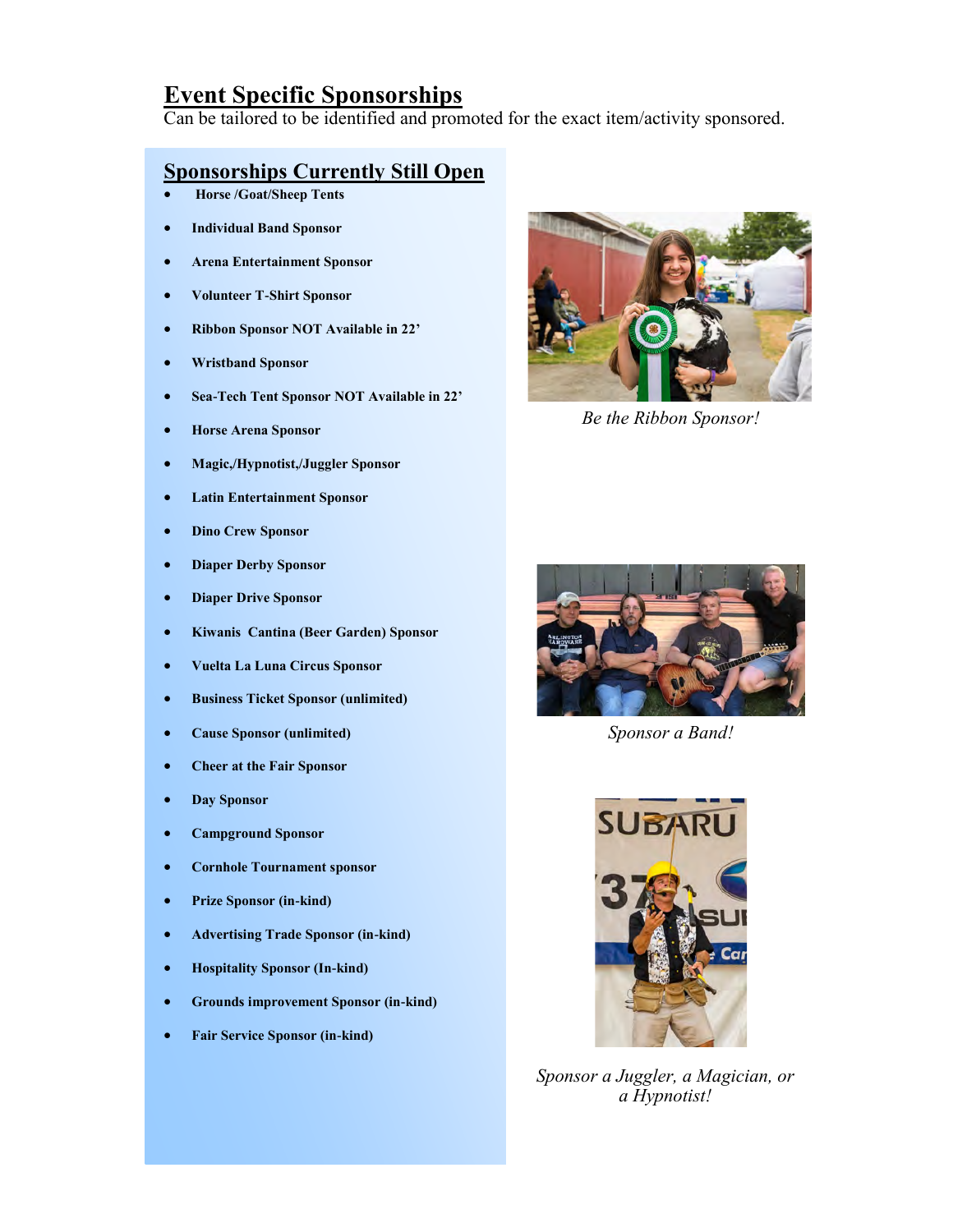## Event Specific Sponsorships

Can be tailored to be identified and promoted for the exact item/activity sponsored.

### Sponsorships Currently Still Open

- **Horse /Goat/Sheep Tents**
- **Individual Band Sponsor**
- **Arena Entertainment Sponsor**
- **Volunteer T-Shirt Sponsor**
- **Ribbon Sponsor NOT Available in 22'**
- **Wristband Sponsor**
- **Sea-Tech Tent Sponsor NOT Available in 22'**
- **Horse Arena Sponsor**
- **Magic,/Hypnotist,/Juggler Sponsor**
- **Latin Entertainment Sponsor**
- **Dino Crew Sponsor**
- **Diaper Derby Sponsor**
- **Diaper Drive Sponsor**
- **Kiwanis Cantina (Beer Garden) Sponsor**
- **Vuelta La Luna Circus Sponsor**
- **Business Ticket Sponsor (unlimited)**
- **Cause Sponsor (unlimited)**
- **Cheer at the Fair Sponsor**
- **Day Sponsor**
- **Campground Sponsor**
- **Cornhole Tournament sponsor**
- **Prize Sponsor (in-kind)**
- **Advertising Trade Sponsor (in-kind)**
- **Hospitality Sponsor (In-kind)**
- **Grounds improvement Sponsor (in-kind)**
- **Fair Service Sponsor (in-kind)**

*Be the Ribbon Sponsor!*

*Sponsor a Band!*

*Sponsor a Juggler, a Magician, or a Hypnotist!*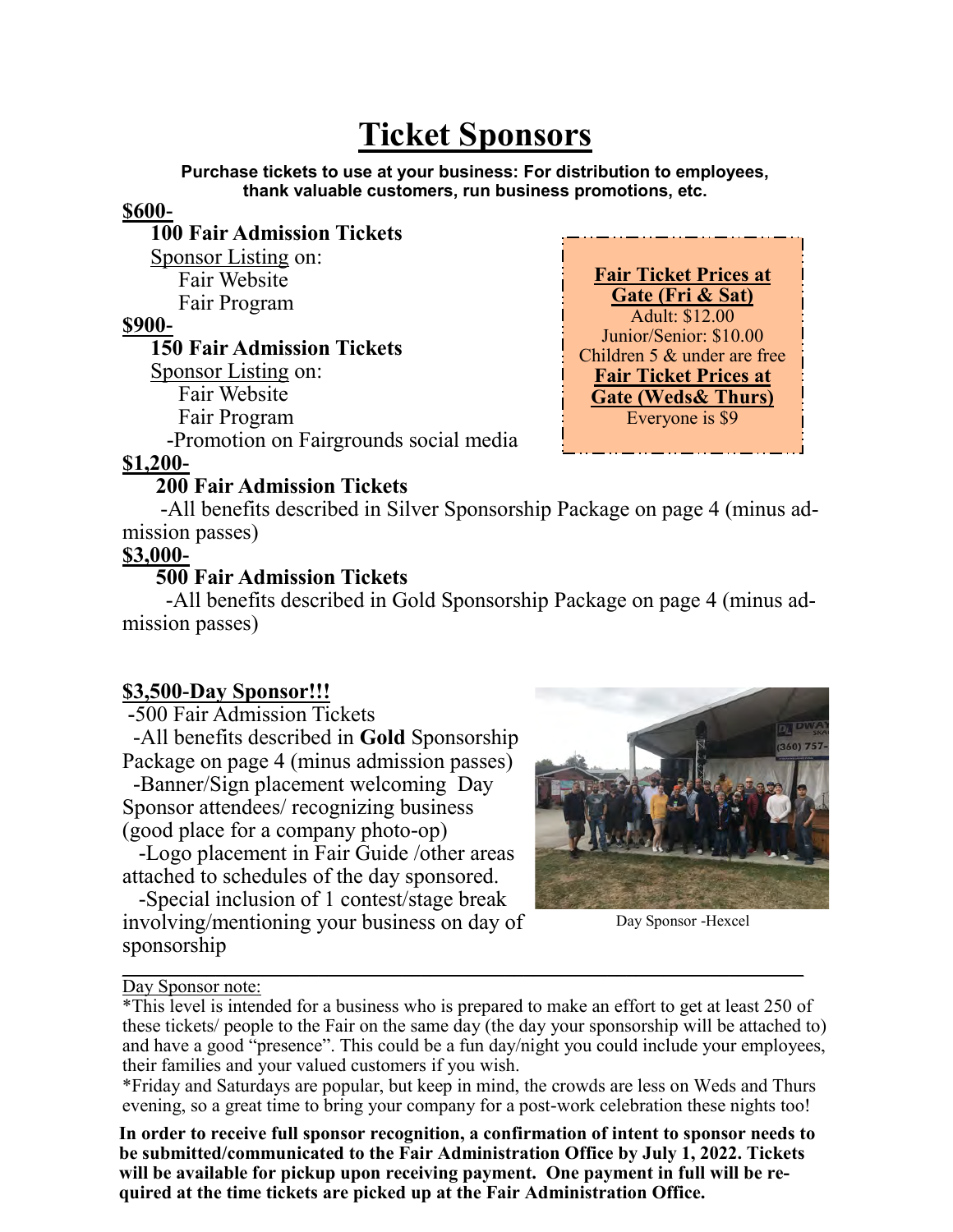# Ticket Sponsors

**Purchase tickets to use at your business: For distribution to employees, thank valuable customers, run business promotions, etc.**

**$600-**

**100 Fair Admission Tickets**

Sponsor Listing on:

- Fair Website
- Fair Program

**$900-**

**150 Fair Admission Tickets**

Sponsor Listing on:

- Fair Website
- Fair Program
- -Promotion on Fairgrounds social media

**$1,200-**

**200 Fair Admission Tickets**

-All benefits described in Silver Sponsorship Package on page 4 (minus admission passes)

**$3,000-**

**500 Fair Admission Tickets**

-All benefits described in Gold Sponsorship Package on page 4 (minus admission passes)

**Fair Ticket Prices at Gate (Fri & Sat)**

Adult: $12.00

Junior/Senior: $10.00

Children 5 & under are free

**Fair Ticket Prices at Gate (Weds& Thurs)**

Everyone is $9

**$3,500-Day Sponsor!!!**

-500 Fair Admission Tickets

-All benefits described in **Gold** Sponsorship Package on page 4 (minus admission passes)

-Banner/Sign placement welcoming Day Sponsor attendees/ recognizing business (good place for a company photo-op)

-Logo placement in Fair Guide /other areas attached to schedules of the day sponsored.

-Special inclusion of 1 contest/stage break involving/mentioning your business on day of sponsorship

Day Sponsor -Hexcel

Day Sponsor note:

*This level is intended for a business who is prepared to make an effort to get at least 250 of these tickets/ people to the Fair on the same day (the day your sponsorship will be attached to) and have a good "presence". This could be a fun day/night you could include your employees, their families and your valued customers if you wish.

*Friday and Saturdays are popular, but keep in mind, the crowds are less on Weds and Thurs evening, so a great time to bring your company for a post-work celebration these nights too!

**In order to receive full sponsor recognition, a confirmation of intent to sponsor needs to be submitted/communicated to the Fair Administration Office by July 1, 2022. Tickets will be available for pickup upon receiving payment. One payment in full will be required at the time tickets are picked up at the Fair Administration Office.**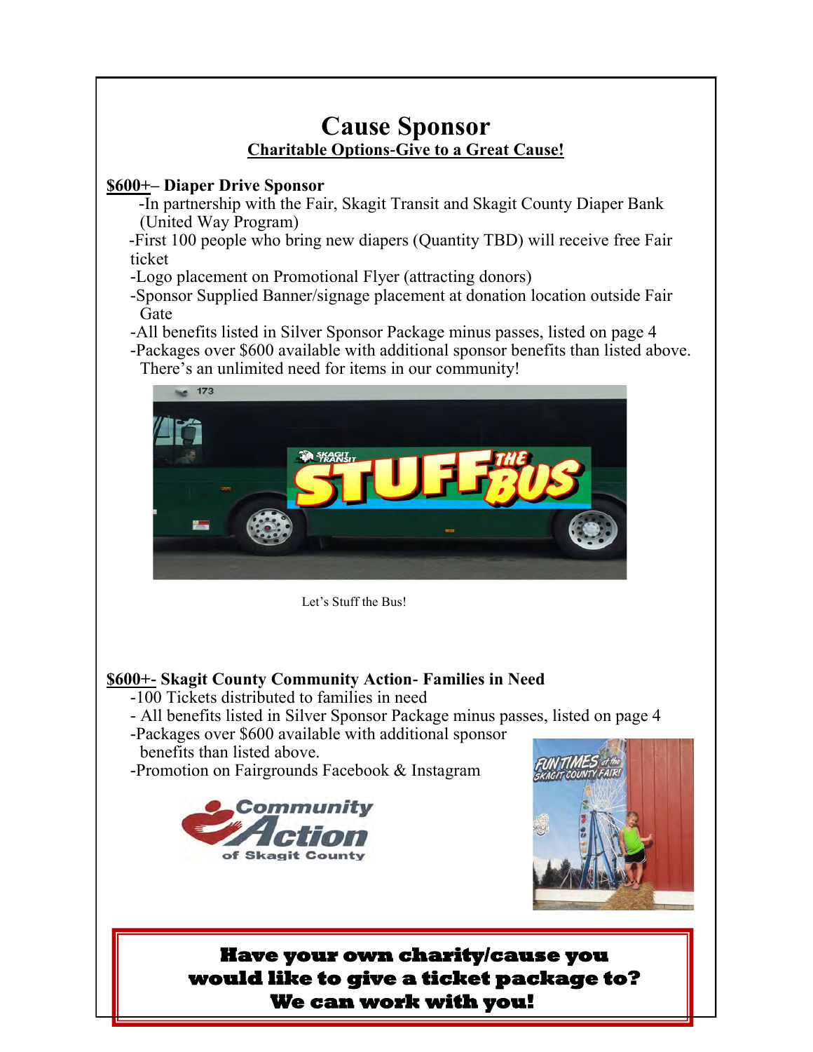# Cause Sponsor

**Charitable Options-Give to a Great Cause!**

**$600+– Diaper Drive Sponsor**

- In partnership with the Fair, Skagit Transit and Skagit County Diaper Bank (United Way Program)
- First 100 people who bring new diapers (Quantity TBD) will receive free Fair ticket
- Logo placement on Promotional Flyer (attracting donors)
- Sponsor Supplied Banner/signage placement at donation location outside Fair Gate
- All benefits listed in Silver Sponsor Package minus passes, listed on page 4
- Packages over $600 available with additional sponsor benefits than listed above. There's an unlimited need for items in our community!

Let's Stuff the Bus!

**$600+- Skagit County Community Action- Families in Need**

- 100 Tickets distributed to families in need
- All benefits listed in Silver Sponsor Package minus passes, listed on page 4
- Packages over $600 available with additional sponsor benefits than listed above.
- Promotion on Fairgrounds Facebook & Instagram

**Have your own charity/cause you would like to give a ticket package to? We can work with you!**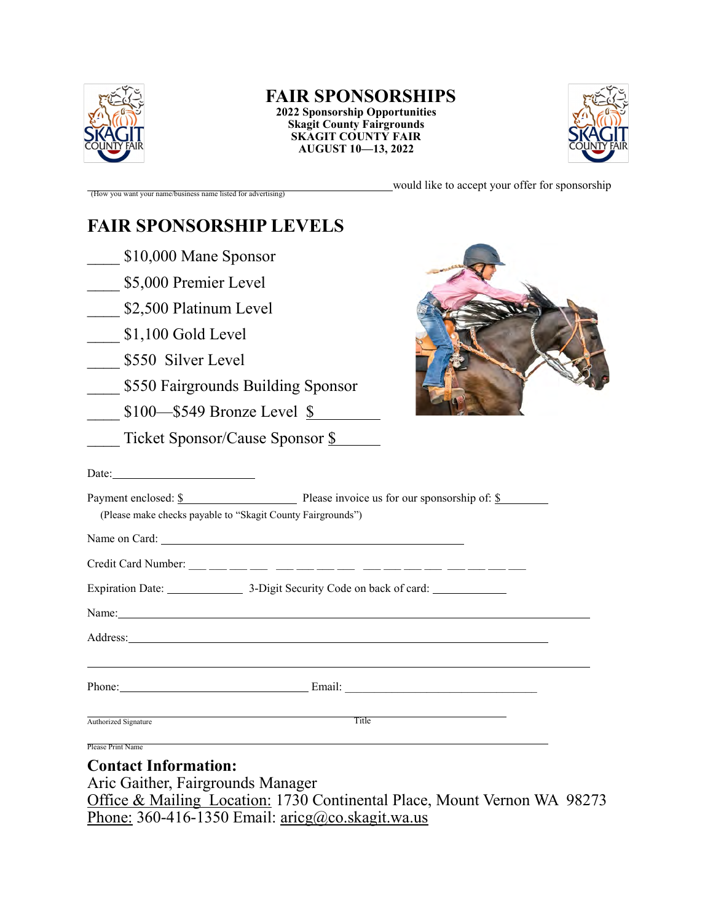# FAIR SPONSORSHIPS

**2022 Sponsorship Opportunities**
**Skagit County Fairgrounds**
**SKAGIT COUNTY FAIR**
**AUGUST 10—13, 2022**

_______________________________________________ would like to accept your offer for sponsorship
(How you want your name/business name listed for advertising)

## FAIR SPONSORSHIP LEVELS

____ $10,000 Mane Sponsor

____ $5,000 Premier Level

____ $2,500 Platinum Level

____ $1,100 Gold Level

____ $550 Silver Level

____ $550 Fairgrounds Building Sponsor

____ $100—$549 Bronze Level $________

____ Ticket Sponsor/Cause Sponsor $______

Date: ______________________

Payment enclosed: $________________ Please invoice us for our sponsorship of: $________
(Please make checks payable to "Skagit County Fairgrounds")

Name on Card: ____________________________________________

Credit Card Number: ___ ___ ___ ___ ___ ___ ___ ___ ___ ___ ___ ___ ___ ___ ___ ___

Expiration Date: ___________ 3-Digit Security Code on back of card: ___________

Name: ______________________________________________________________

Address: ____________________________________________________________

_____________________________________________________________________

Phone: ___________________________ Email: ______________________________

_____________________________________________________________________
Authorized Signature Title

_____________________________________________________________________
Please Print Name

**Contact Information:**
Aric Gaither, Fairgrounds Manager
Office & Mailing Location: 1730 Continental Place, Mount Vernon WA 98273
Phone: 360-416-1350 Email: aricg@co.skagit.wa.us